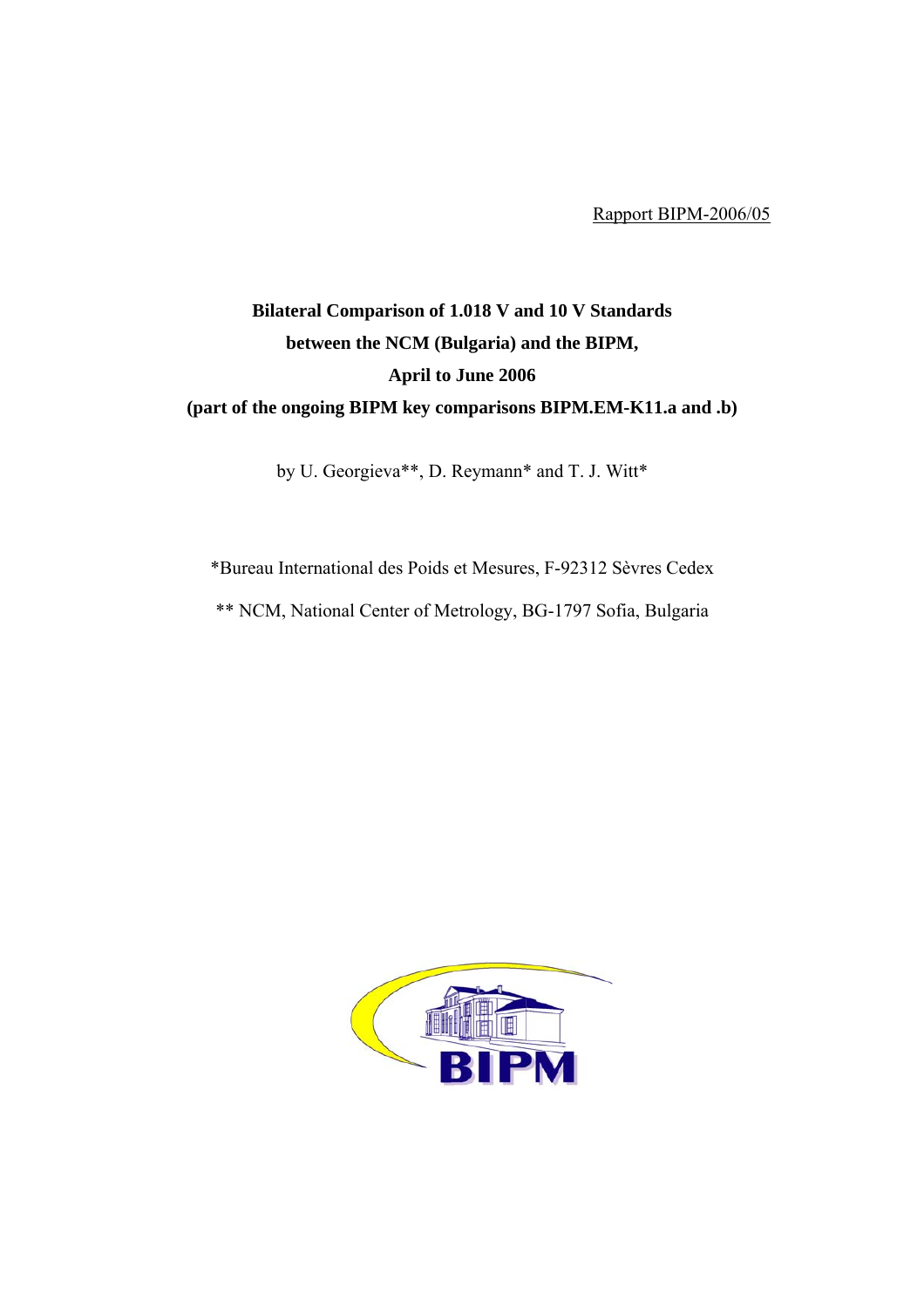Rapport BIPM-2006/05

# Bilateral Comparison of 1.018 V and 10 V Standards between the NCM (Bulgaria) and the BIPM, April to June 2006 (part of the ongoing BIPM key comparisons BIPM.EM-K11.a and .b)

by U. Georgieva**, D. Reymann* and T. J. Witt*

*Bureau International des Poids et Mesures, F-92312 Sèvres Cedex

** NCM, National Center of Metrology, BG-1797 Sofia, Bulgaria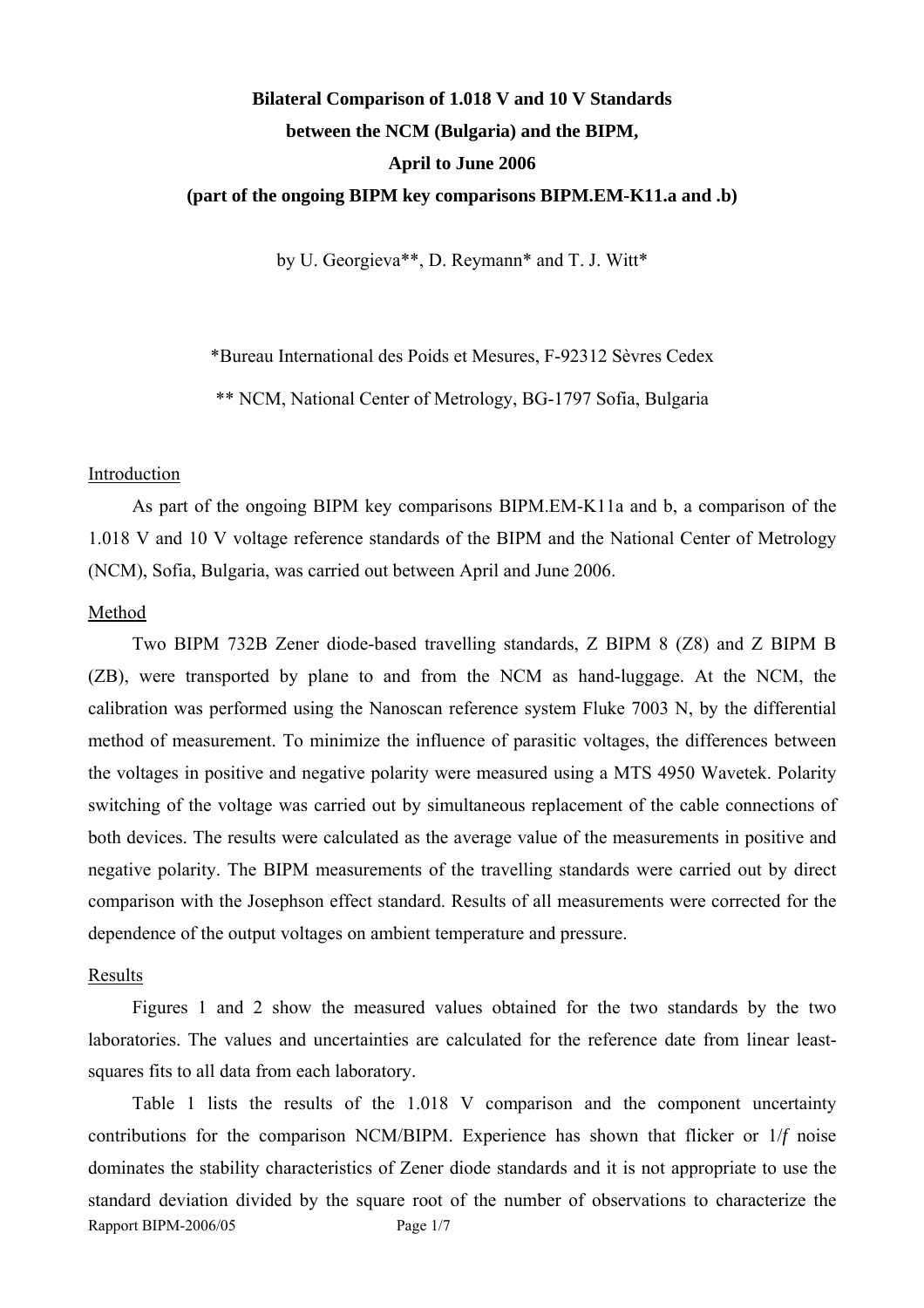**Bilateral Comparison of 1.018 V and 10 V Standards between the NCM (Bulgaria) and the BIPM, April to June 2006 (part of the ongoing BIPM key comparisons BIPM.EM-K11.a and .b)**

by U. Georgieva**, D. Reymann* and T. J. Witt*

*Bureau International des Poids et Mesures, F-92312 Sèvres Cedex

** NCM, National Center of Metrology, BG-1797 Sofia, Bulgaria

## Introduction

As part of the ongoing BIPM key comparisons BIPM.EM-K11a and b, a comparison of the 1.018 V and 10 V voltage reference standards of the BIPM and the National Center of Metrology (NCM), Sofia, Bulgaria, was carried out between April and June 2006.

## Method

Two BIPM 732B Zener diode-based travelling standards, Z BIPM 8 (Z8) and Z BIPM B (ZB), were transported by plane to and from the NCM as hand-luggage. At the NCM, the calibration was performed using the Nanoscan reference system Fluke 7003 N, by the differential method of measurement. To minimize the influence of parasitic voltages, the differences between the voltages in positive and negative polarity were measured using a MTS 4950 Wavetek. Polarity switching of the voltage was carried out by simultaneous replacement of the cable connections of both devices. The results were calculated as the average value of the measurements in positive and negative polarity. The BIPM measurements of the travelling standards were carried out by direct comparison with the Josephson effect standard. Results of all measurements were corrected for the dependence of the output voltages on ambient temperature and pressure.

## Results

Figures 1 and 2 show the measured values obtained for the two standards by the two laboratories. The values and uncertainties are calculated for the reference date from linear least-squares fits to all data from each laboratory.

Table 1 lists the results of the 1.018 V comparison and the component uncertainty contributions for the comparison NCM/BIPM. Experience has shown that flicker or $1/f$ noise dominates the stability characteristics of Zener diode standards and it is not appropriate to use the standard deviation divided by the square root of the number of observations to characterize the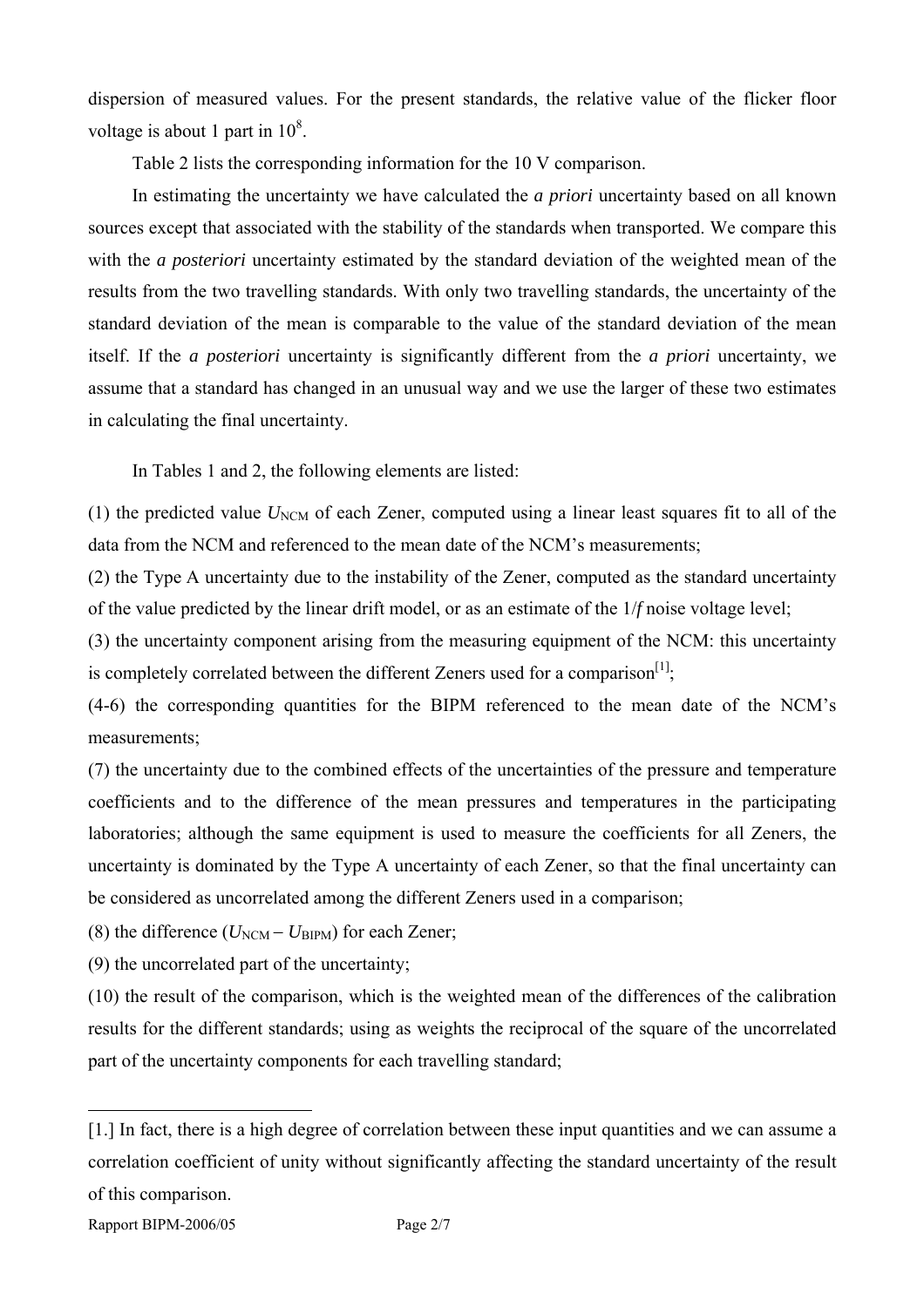dispersion of measured values. For the present standards, the relative value of the flicker floor voltage is about 1 part in $10^8$.

Table 2 lists the corresponding information for the 10 V comparison.

In estimating the uncertainty we have calculated the *a priori* uncertainty based on all known sources except that associated with the stability of the standards when transported. We compare this with the *a posteriori* uncertainty estimated by the standard deviation of the weighted mean of the results from the two travelling standards. With only two travelling standards, the uncertainty of the standard deviation of the mean is comparable to the value of the standard deviation of the mean itself. If the *a posteriori* uncertainty is significantly different from the *a priori* uncertainty, we assume that a standard has changed in an unusual way and we use the larger of these two estimates in calculating the final uncertainty.

In Tables 1 and 2, the following elements are listed:

(1) the predicted value $U_{\mathrm{NCM}}$ of each Zener, computed using a linear least squares fit to all of the data from the NCM and referenced to the mean date of the NCM's measurements;

(2) the Type A uncertainty due to the instability of the Zener, computed as the standard uncertainty of the value predicted by the linear drift model, or as an estimate of the $1/f$ noise voltage level;

(3) the uncertainty component arising from the measuring equipment of the NCM: this uncertainty is completely correlated between the different Zeners used for a comparison[1];

(4-6) the corresponding quantities for the BIPM referenced to the mean date of the NCM's measurements;

(7) the uncertainty due to the combined effects of the uncertainties of the pressure and temperature coefficients and to the difference of the mean pressures and temperatures in the participating laboratories; although the same equipment is used to measure the coefficients for all Zeners, the uncertainty is dominated by the Type A uncertainty of each Zener, so that the final uncertainty can be considered as uncorrelated among the different Zeners used in a comparison;

(8) the difference ($U_{\mathrm{NCM}} - U_{\mathrm{BIPM}}$) for each Zener;

(9) the uncorrelated part of the uncertainty;

(10) the result of the comparison, which is the weighted mean of the differences of the calibration results for the different standards; using as weights the reciprocal of the square of the uncorrelated part of the uncertainty components for each travelling standard;

---

[1.] In fact, there is a high degree of correlation between these input quantities and we can assume a correlation coefficient of unity without significantly affecting the standard uncertainty of the result of this comparison.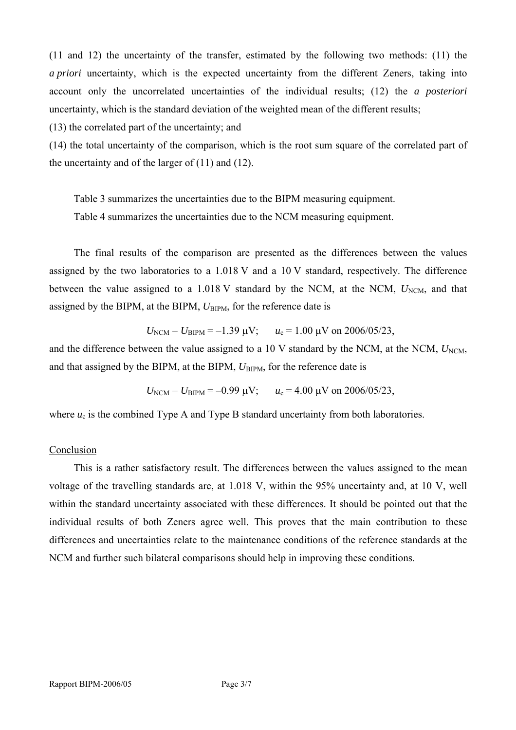(11 and 12) the uncertainty of the transfer, estimated by the following two methods: (11) the *a priori* uncertainty, which is the expected uncertainty from the different Zeners, taking into account only the uncorrelated uncertainties of the individual results; (12) the *a posteriori* uncertainty, which is the standard deviation of the weighted mean of the different results;

(13) the correlated part of the uncertainty; and

(14) the total uncertainty of the comparison, which is the root sum square of the correlated part of the uncertainty and of the larger of (11) and (12).

Table 3 summarizes the uncertainties due to the BIPM measuring equipment.

Table 4 summarizes the uncertainties due to the NCM measuring equipment.

The final results of the comparison are presented as the differences between the values assigned by the two laboratories to a 1.018 V and a 10 V standard, respectively. The difference between the value assigned to a 1.018 V standard by the NCM, at the NCM, $U_{\mathrm{NCM}}$, and that assigned by the BIPM, at the BIPM, $U_{\mathrm{BIPM}}$, for the reference date is

$$U_{\mathrm{NCM}} - U_{\mathrm{BIPM}} = -1.39\ \mu\mathrm{V}; \qquad u_{\mathrm{c}} = 1.00\ \mu\mathrm{V} \text{ on } 2006/05/23,$$

and the difference between the value assigned to a 10 V standard by the NCM, at the NCM, $U_{\mathrm{NCM}}$, and that assigned by the BIPM, at the BIPM, $U_{\mathrm{BIPM}}$, for the reference date is

$$U_{\mathrm{NCM}} - U_{\mathrm{BIPM}} = -0.99\ \mu\mathrm{V}; \qquad u_{\mathrm{c}} = 4.00\ \mu\mathrm{V} \text{ on } 2006/05/23,$$

where $u_{\mathrm{c}}$ is the combined Type A and Type B standard uncertainty from both laboratories.

## Conclusion

This is a rather satisfactory result. The differences between the values assigned to the mean voltage of the travelling standards are, at 1.018 V, within the 95% uncertainty and, at 10 V, well within the standard uncertainty associated with these differences. It should be pointed out that the individual results of both Zeners agree well. This proves that the main contribution to these differences and uncertainties relate to the maintenance conditions of the reference standards at the NCM and further such bilateral comparisons should help in improving these conditions.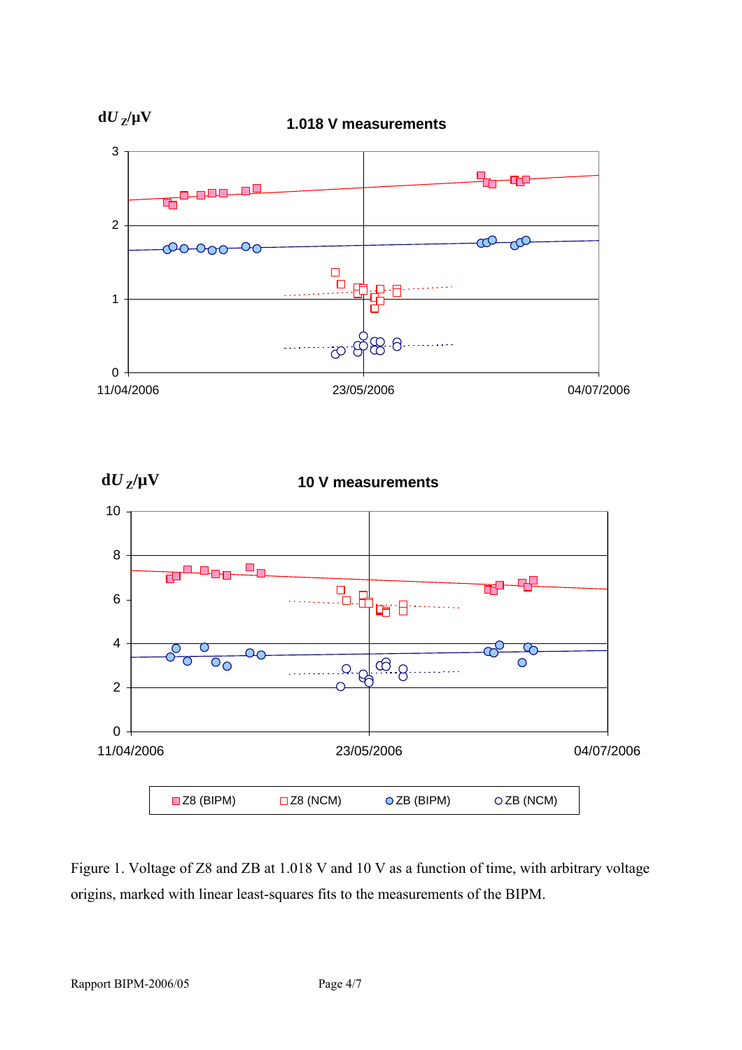Figure 1. Voltage of Z8 and ZB at 1.018 V and 10 V as a function of time, with arbitrary voltage origins, marked with linear least-squares fits to the measurements of the BIPM.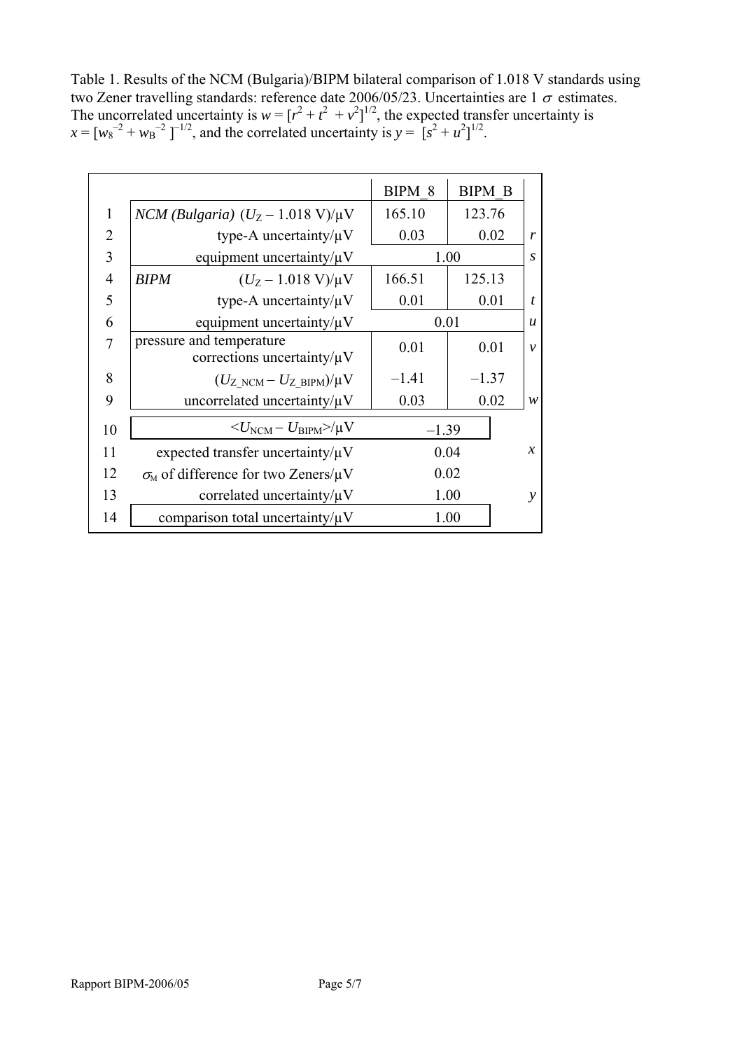Table 1. Results of the NCM (Bulgaria)/BIPM bilateral comparison of 1.018 V standards using two Zener travelling standards: reference date 2006/05/23. Uncertainties are 1 $\sigma$ estimates. The uncorrelated uncertainty is $w = [r^2 + t^2 + v^2]^{1/2}$, the expected transfer uncertainty is $x = [w_8^{-2} + w_B^{-2}]^{-1/2}$, and the correlated uncertainty is $y = [s^2 + u^2]^{1/2}$.

| | | BIPM_8 | BIPM_B | |
|---|---|---|---|---|
| 1 | *NCM (Bulgaria)* $(U_Z - 1.018\ \text{V})/\mu\text{V}$ | 165.10 | 123.76 | |
| 2 | type-A uncertainty/μV | 0.03 | 0.02 | *r* |
| 3 | equipment uncertainty/μV | 1.00 | | *s* |
| 4 | *BIPM* $(U_Z - 1.018\ \text{V})/\mu\text{V}$ | 166.51 | 125.13 | |
| 5 | type-A uncertainty/μV | 0.01 | 0.01 | *t* |
| 6 | equipment uncertainty/μV | 0.01 | | *u* |
| 7 | pressure and temperature corrections uncertainty/μV | 0.01 | 0.01 | *v* |
| 8 | $(U_{Z\_NCM} - U_{Z\_BIPM})/\mu\text{V}$ | –1.41 | –1.37 | |
| 9 | uncorrelated uncertainty/μV | 0.03 | 0.02 | *w* |
| 10 | $<U_{NCM} - U_{BIPM}>/\mu\text{V}$ | –1.39 | | |
| 11 | expected transfer uncertainty/μV | 0.04 | | *x* |
| 12 | $\sigma_M$ of difference for two Zeners/μV | 0.02 | | |
| 13 | correlated uncertainty/μV | 1.00 | | *y* |
| 14 | comparison total uncertainty/μV | 1.00 | | |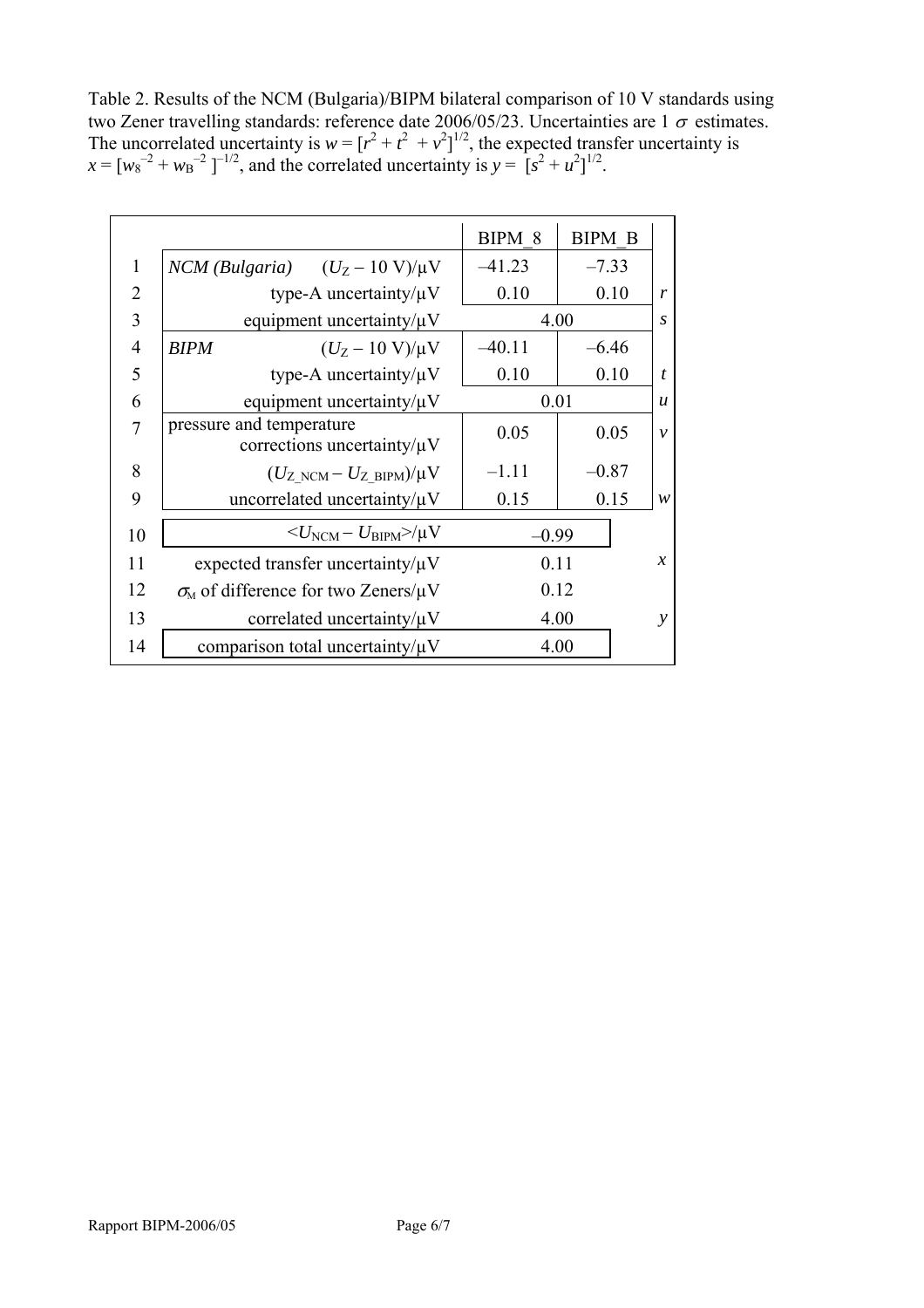Table 2. Results of the NCM (Bulgaria)/BIPM bilateral comparison of 10 V standards using two Zener travelling standards: reference date 2006/05/23. Uncertainties are 1 $\sigma$ estimates. The uncorrelated uncertainty is $w = [r^2 + t^2 + v^2]^{1/2}$, the expected transfer uncertainty is $x = [w_8^{-2} + w_B^{-2}]^{-1/2}$, and the correlated uncertainty is $y = [s^2 + u^2]^{1/2}$.

| | | BIPM_8 | BIPM_B | |
|---|---|---|---|---|
| 1 | *NCM (Bulgaria)* $(U_Z - 10\ \text{V})/\mu\text{V}$ | –41.23 | –7.33 | |
| 2 | type-A uncertainty/μV | 0.10 | 0.10 | *r* |
| 3 | equipment uncertainty/μV | 4.00 | | *s* |
| 4 | *BIPM* $(U_Z - 10\ \text{V})/\mu\text{V}$ | –40.11 | –6.46 | |
| 5 | type-A uncertainty/μV | 0.10 | 0.10 | *t* |
| 6 | equipment uncertainty/μV | 0.01 | | *u* |
| 7 | pressure and temperature corrections uncertainty/μV | 0.05 | 0.05 | *v* |
| 8 | $(U_{Z\_NCM} - U_{Z\_BIPM})/\mu\text{V}$ | –1.11 | –0.87 | |
| 9 | uncorrelated uncertainty/μV | 0.15 | 0.15 | *w* |
| 10 | $<U_{NCM} - U_{BIPM}>/\mu\text{V}$ | –0.99 | | |
| 11 | expected transfer uncertainty/μV | 0.11 | | *x* |
| 12 | $\sigma_M$ of difference for two Zeners/μV | 0.12 | | |
| 13 | correlated uncertainty/μV | 4.00 | | *y* |
| 14 | comparison total uncertainty/μV | 4.00 | | |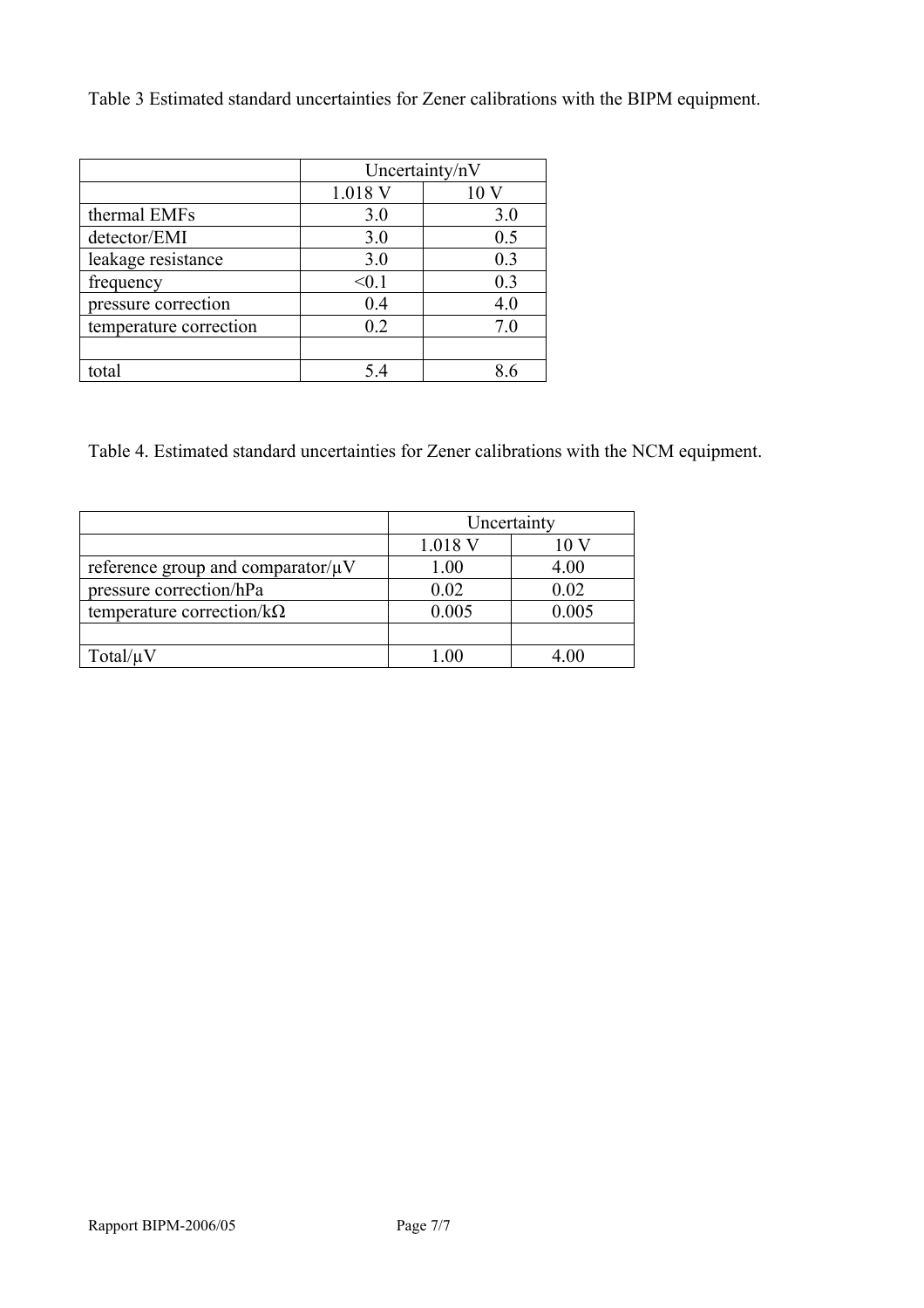Table 3 Estimated standard uncertainties for Zener calibrations with the BIPM equipment.

| | Uncertainty/nV | |
|---|---|---|
| | 1.018 V | 10 V |
| thermal EMFs | 3.0 | 3.0 |
| detector/EMI | 3.0 | 0.5 |
| leakage resistance | 3.0 | 0.3 |
| frequency | <0.1 | 0.3 |
| pressure correction | 0.4 | 4.0 |
| temperature correction | 0.2 | 7.0 |
| | | |
| total | 5.4 | 8.6 |

Table 4. Estimated standard uncertainties for Zener calibrations with the NCM equipment.

| | Uncertainty | |
|---|---|---|
| | 1.018 V | 10 V |
| reference group and comparator/μV | 1.00 | 4.00 |
| pressure correction/hPa | 0.02 | 0.02 |
| temperature correction/kΩ | 0.005 | 0.005 |
| | | |
| Total/μV | 1.00 | 4.00 |